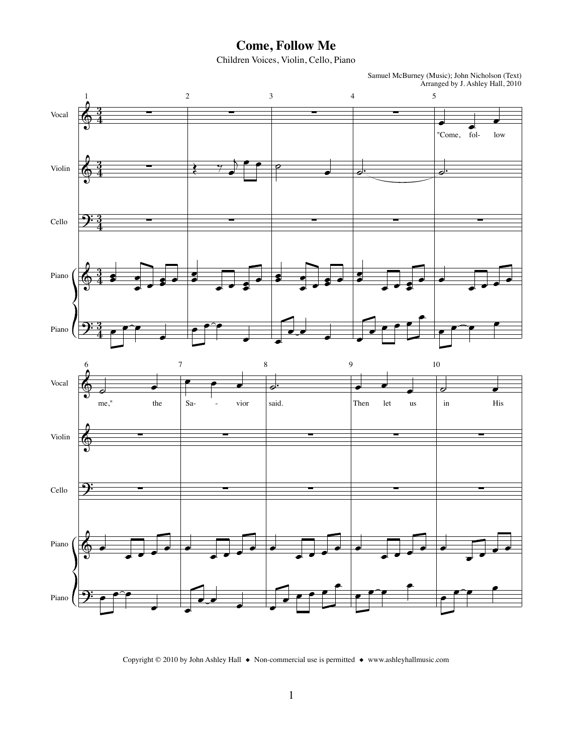# Come, Follow Me

Children Voices, Violin, Cello, Piano

Samuel McBurney (Music); John Nicholson (Text)
Arranged by J. Ashley Hall, 2010

Copyright © 2010 by John Ashley Hall ◆ Non-commercial use is permitted ◆ www.ashleyhallmusic.com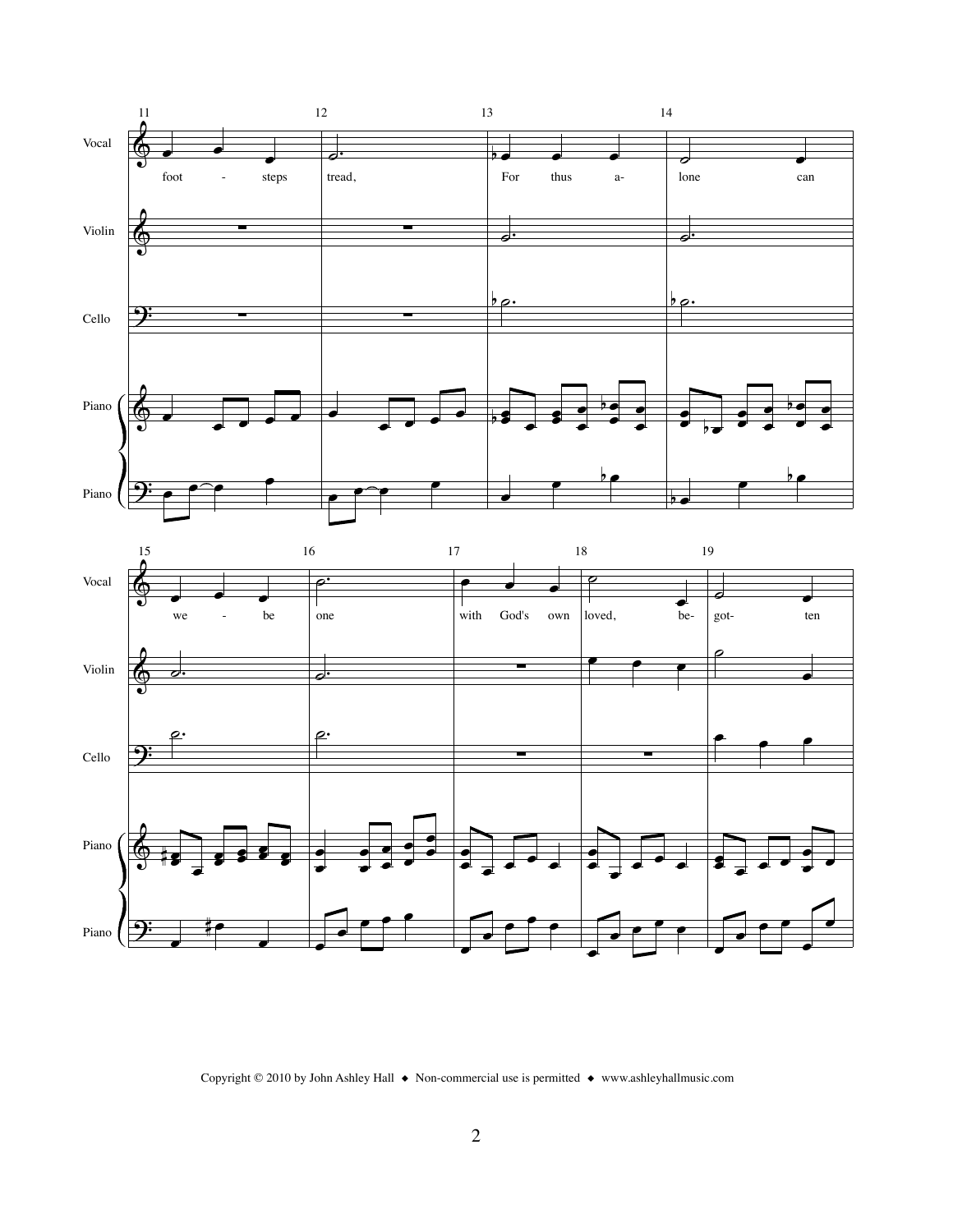11 12 13 14

Vocal

foot - steps tread, For thus a- lone can

Violin

Cello

Piano

Piano

15 16 17 18 19

Vocal

we - be one with God's own loved, be- got- ten

Violin

Cello

Piano

Piano

Copyright © 2010 by John Ashley Hall ◆ Non-commercial use is permitted ◆ www.ashleyhallmusic.com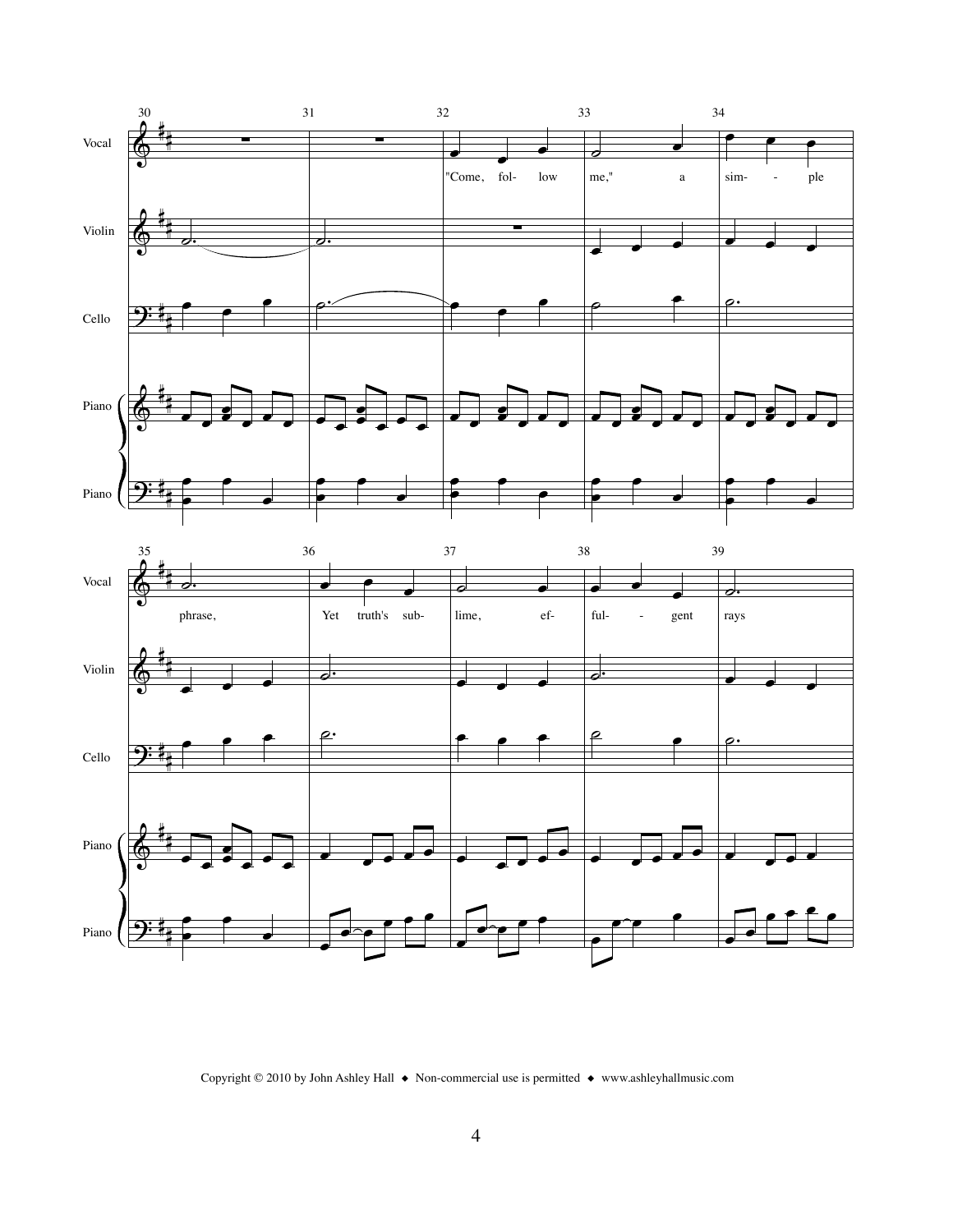Vocal

"Come, fol- low me," a sim- ple phrase,

Yet truth's sub- lime, ef- ful- gent rays

Violin

Cello

Piano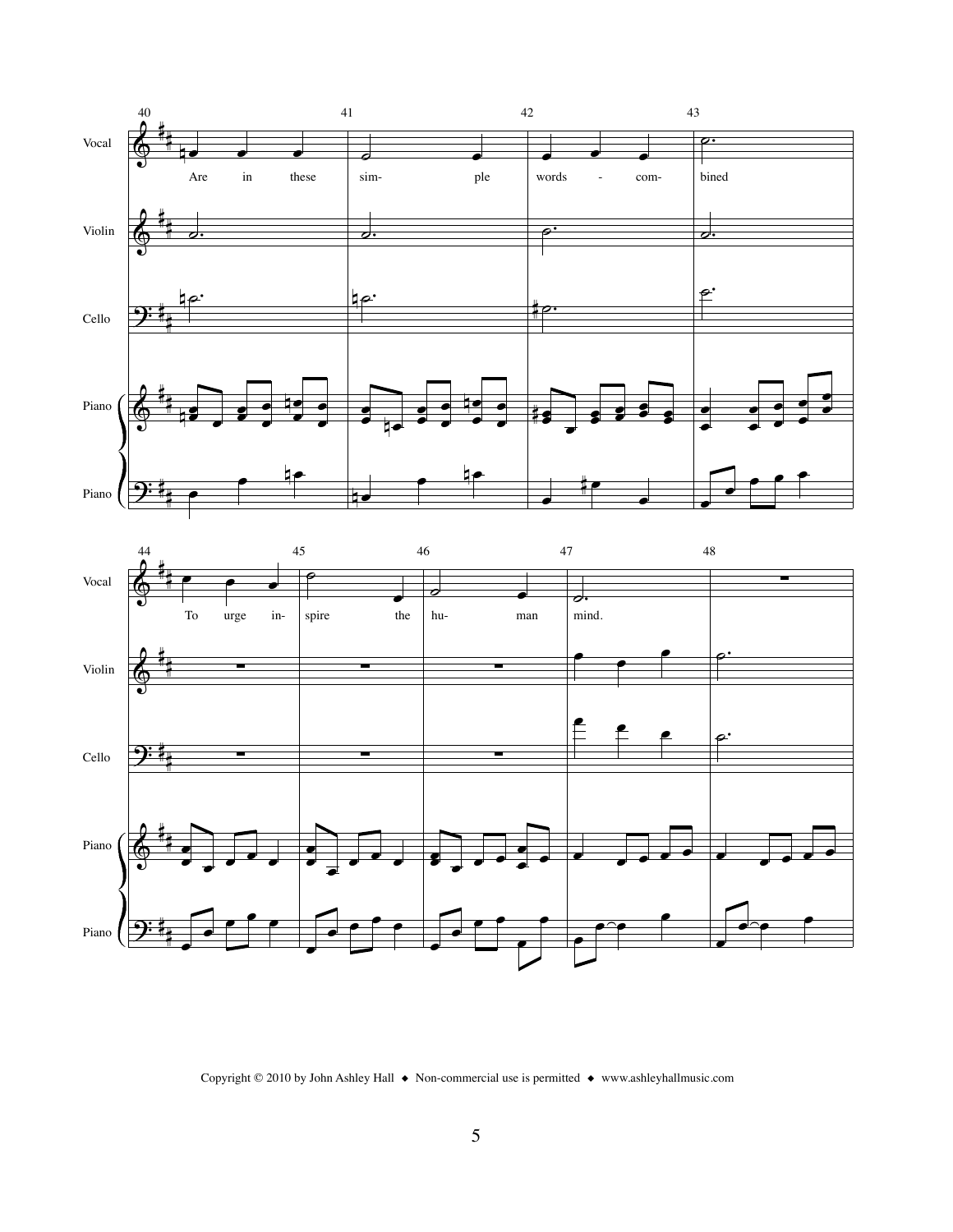Vocal: Are in these sim- ple words - com- bined To urge in- spire the hu- man mind.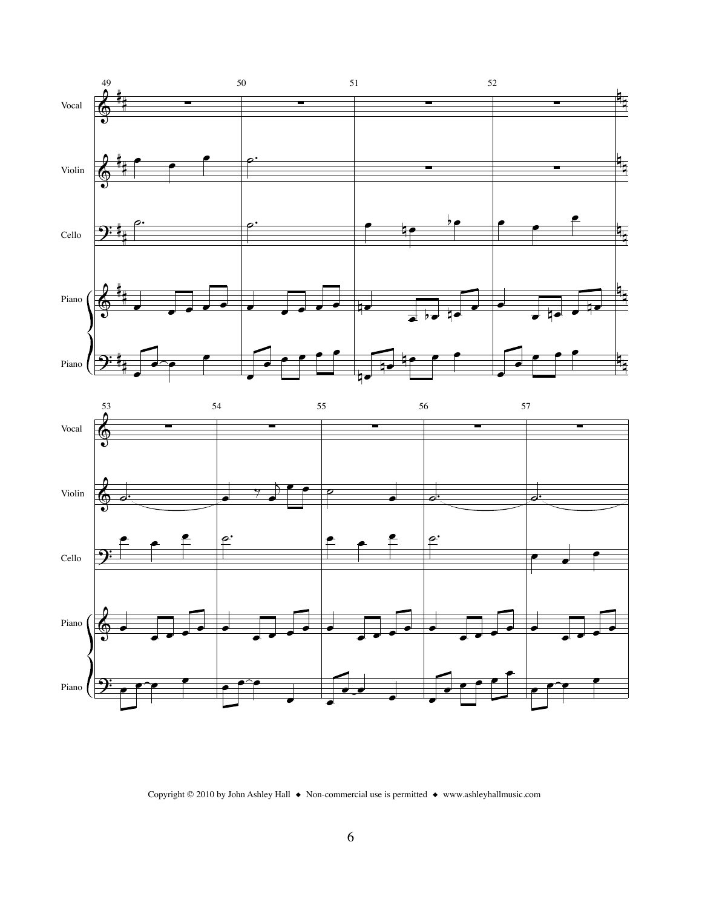Copyright © 2010 by John Ashley Hall ◆ Non-commercial use is permitted ◆ www.ashleyhallmusic.com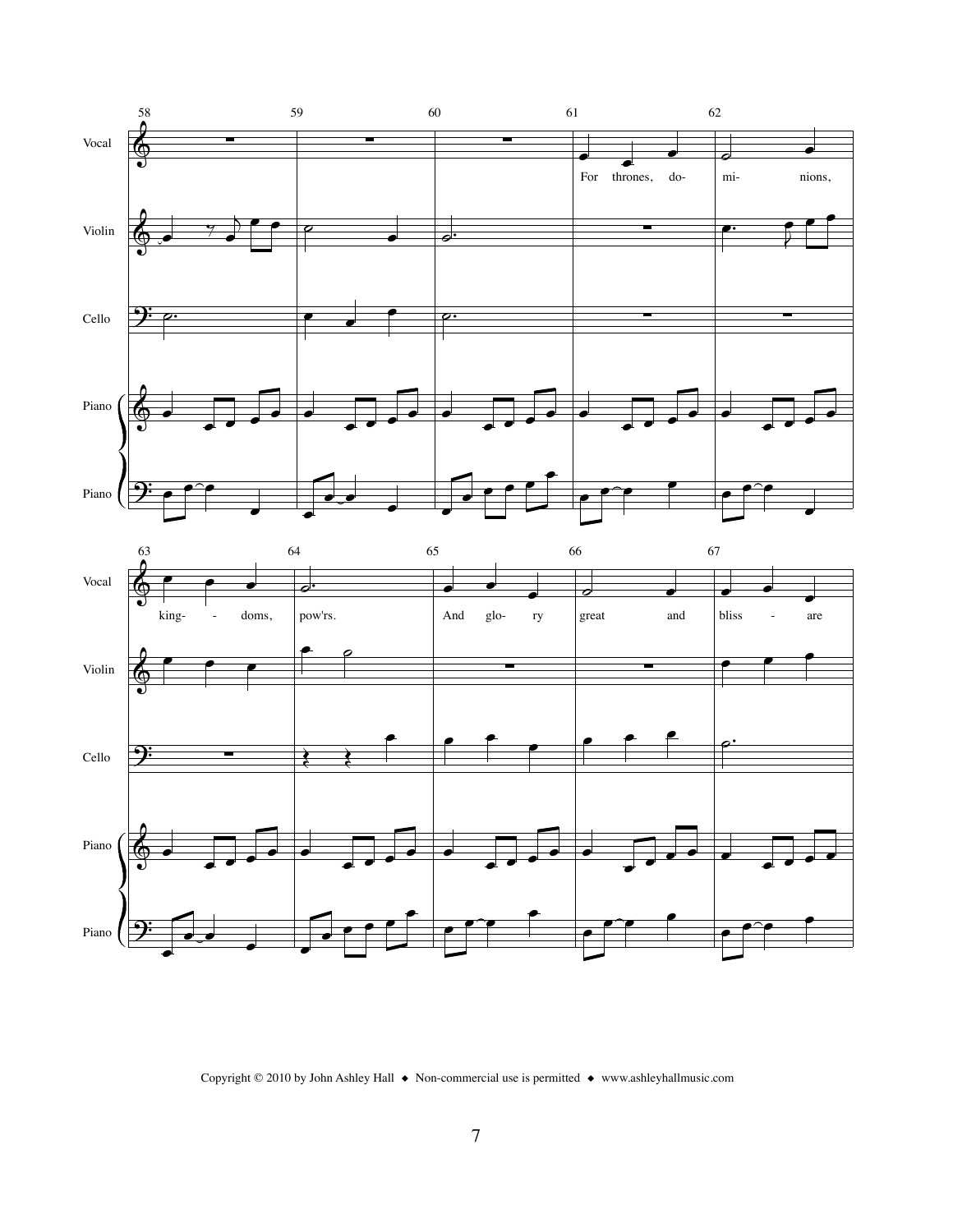For thrones, do- mi- nions, king- - doms, pow'rs.

And glo- ry great and bliss - are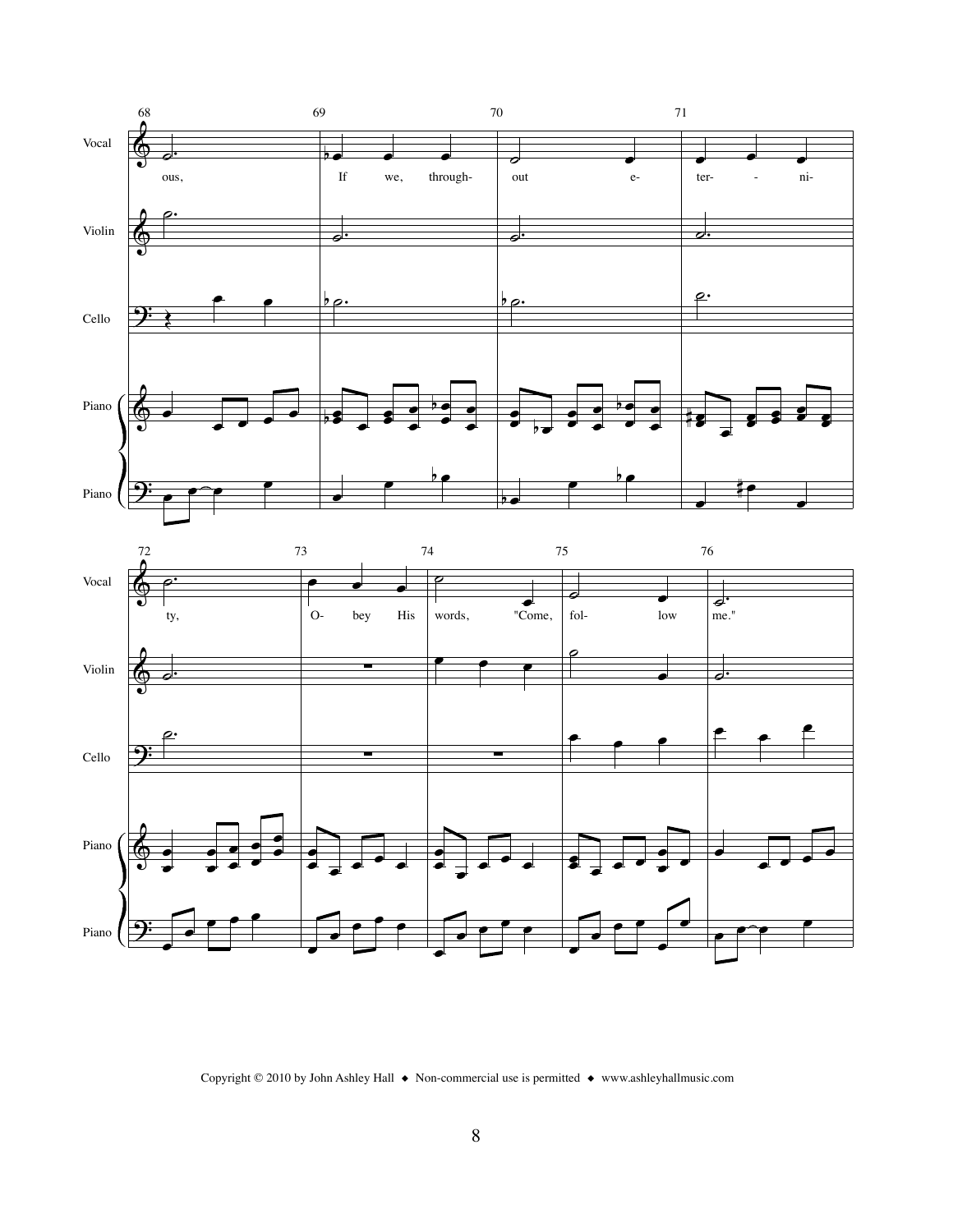Copyright © 2010 by John Ashley Hall ◆ Non-commercial use is permitted ◆ www.ashleyhallmusic.com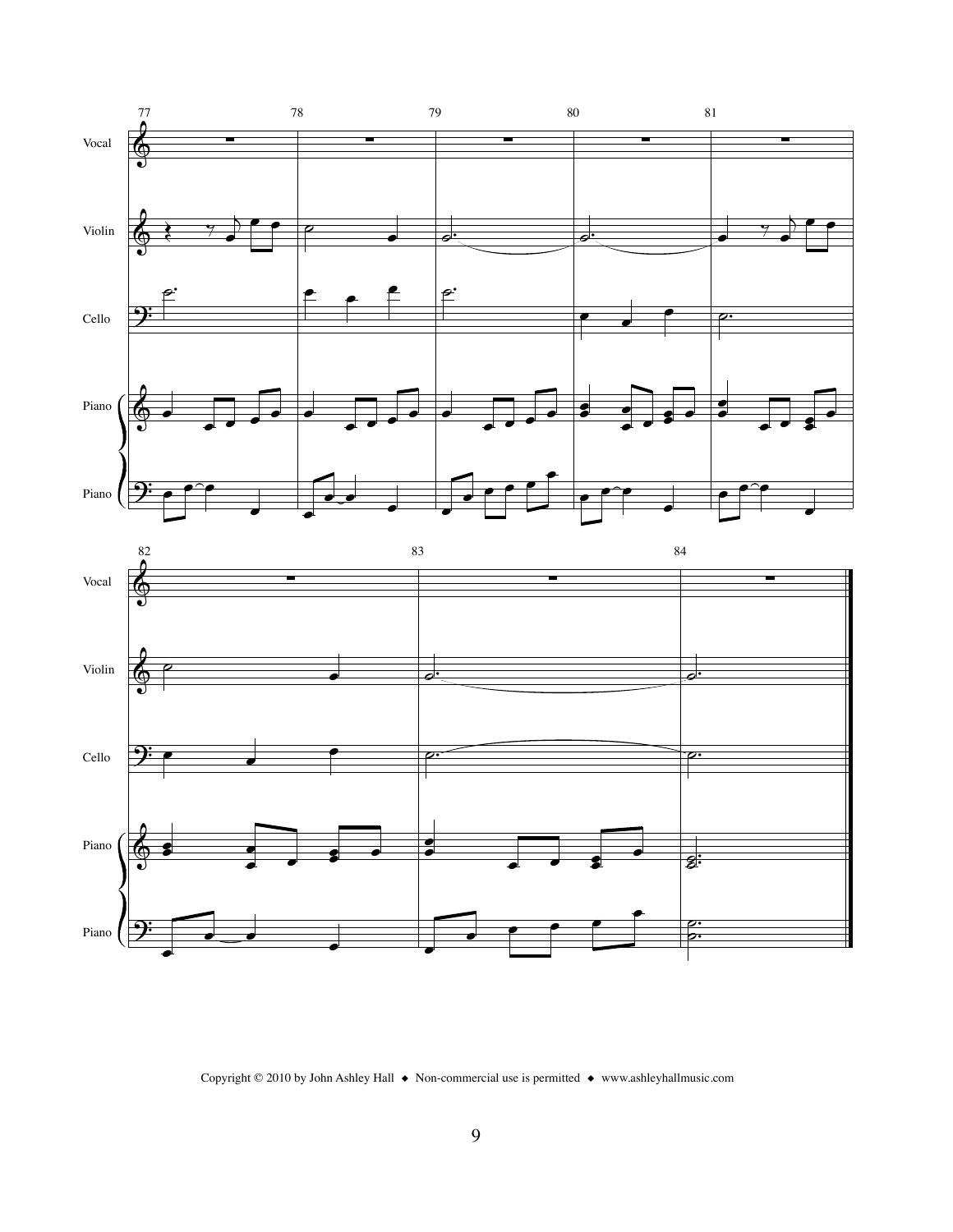Copyright © 2010 by John Ashley Hall ◆ Non-commercial use is permitted ◆ www.ashleyhallmusic.com